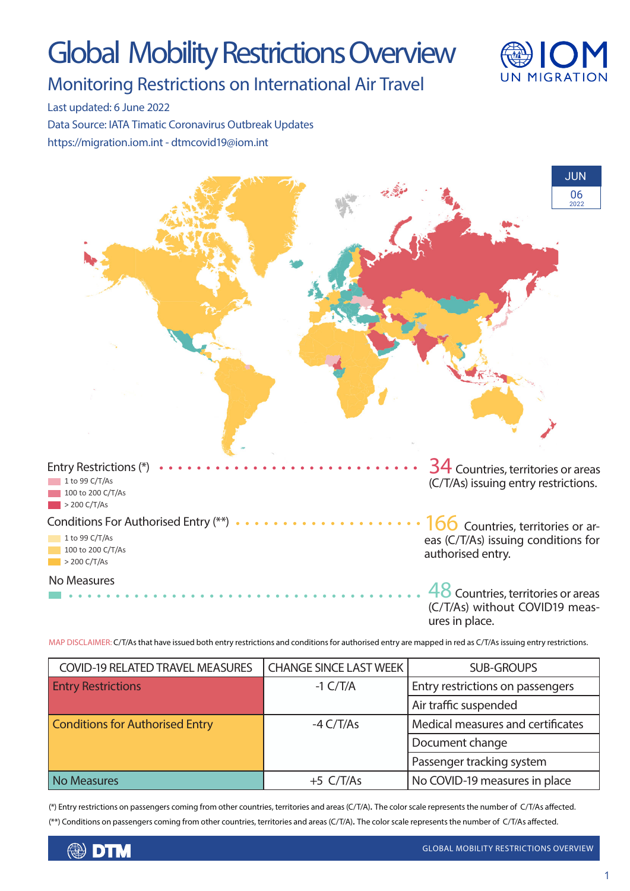# Global Mobility Restrictions Overview

## Monitoring Restrictions on International Air Travel

Last updated: 6 June 2022

Data Source: IATA Timatic Coronavirus Outbreak Updates

https://migration.iom.int - dtmcovid19@iom.int

JUN 06 2022

Entry Restrictions (*)
- 1 to 99 C/T/As
- 100 to 200 C/T/As
- > 200 C/T/As

**34** Countries, territories or areas (C/T/As) issuing entry restrictions.

Conditions For Authorised Entry (**)
- 1 to 99 C/T/As
- 100 to 200 C/T/As
- > 200 C/T/As

**166** Countries, territories or areas (C/T/As) issuing conditions for authorised entry.

No Measures

**48** Countries, territories or areas (C/T/As) without COVID19 measures in place.

MAP DISCLAIMER: C/T/As that have issued both entry restrictions and conditions for authorised entry are mapped in red as C/T/As issuing entry restrictions.

| COVID-19 RELATED TRAVEL MEASURES | CHANGE SINCE LAST WEEK | SUB-GROUPS |
|---|---|---|
| Entry Restrictions | -1 C/T/A | Entry restrictions on passengers |
| | | Air traffic suspended |
| Conditions for Authorised Entry | -4 C/T/As | Medical measures and certificates |
| | | Document change |
| | | Passenger tracking system |
| No Measures | +5 C/T/As | No COVID-19 measures in place |

(*) Entry restrictions on passengers coming from other countries, territories and areas (C/T/A). The color scale represents the number of C/T/As affected.

(**) Conditions on passengers coming from other countries, territories and areas (C/T/A). The color scale represents the number of C/T/As affected.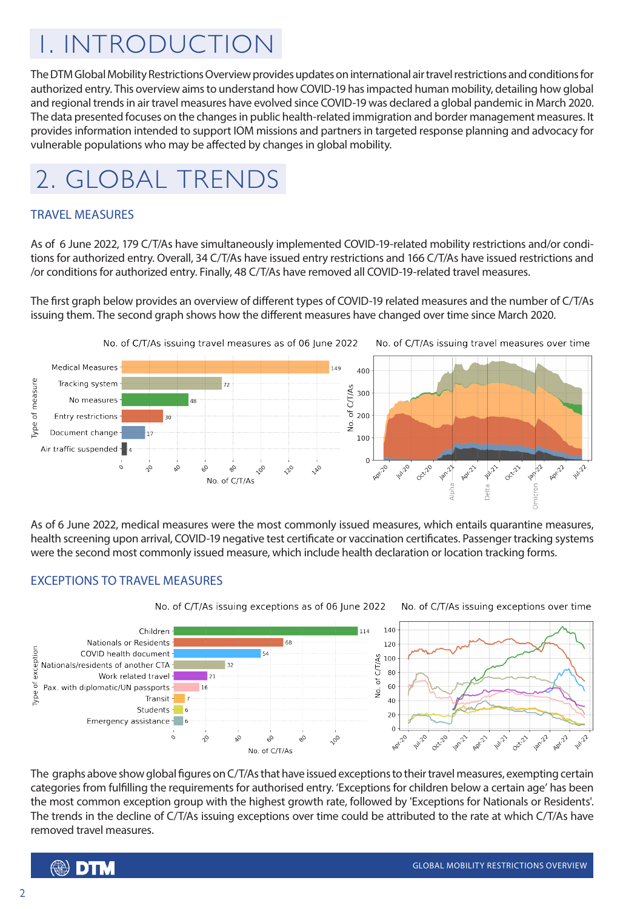// 1. INTRODUCTION

The DTM Global Mobility Restrictions Overview provides updates on international air travel restrictions and conditions for authorized entry. This overview aims to understand how COVID-19 has impacted human mobility, detailing how global and regional trends in air travel measures have evolved since COVID-19 was declared a global pandemic in March 2020. The data presented focuses on the changes in public health-related immigration and border management measures. It provides information intended to support IOM missions and partners in targeted response planning and advocacy for vulnerable populations who may be affected by changes in global mobility.

# 2. GLOBAL TRENDS

## TRAVEL MEASURES

As of 6 June 2022, 179 C/T/As have simultaneously implemented COVID-19-related mobility restrictions and/or conditions for authorized entry. Overall, 34 C/T/As have issued entry restrictions and 166 C/T/As have issued restrictions and /or conditions for authorized entry. Finally, 48 C/T/As have removed all COVID-19-related travel measures.

The first graph below provides an overview of different types of COVID-19 related measures and the number of C/T/As issuing them. The second graph shows how the different measures have changed over time since March 2020.

No. of C/T/As issuing travel measures as of 06 June 2022

| Type of measure | No. of C/T/As |
|---|---|
| Medical Measures | 149 |
| Tracking system | 72 |
| No measures | 48 |
| Entry restrictions | 30 |
| Document change | 17 |
| Air traffic suspended | 4 |

No. of C/T/As issuing travel measures over time

As of 6 June 2022, medical measures were the most commonly issued measures, which entails quarantine measures, health screening upon arrival, COVID-19 negative test certificate or vaccination certificates. Passenger tracking systems were the second most commonly issued measure, which include health declaration or location tracking forms.

## EXCEPTIONS TO TRAVEL MEASURES

No. of C/T/As issuing exceptions as of 06 June 2022

| Type of exception | No. of C/T/As |
|---|---|
| Children | 114 |
| Nationals or Residents | 68 |
| COVID health document | 54 |
| Nationals/residents of another CTA | 32 |
| Work related travel | 21 |
| Pax. with diplomatic/UN passports | 16 |
| Transit | 7 |
| Students | 6 |
| Emergency assistance | 6 |

No. of C/T/As issuing exceptions over time

The graphs above show global figures on C/T/As that have issued exceptions to their travel measures, exempting certain categories from fulfilling the requirements for authorised entry. 'Exceptions for children below a certain age' has been the most common exception group with the highest growth rate, followed by 'Exceptions for Nationals or Residents'. The trends in the decline of C/T/As issuing exceptions over time could be attributed to the rate at which C/T/As have removed travel measures.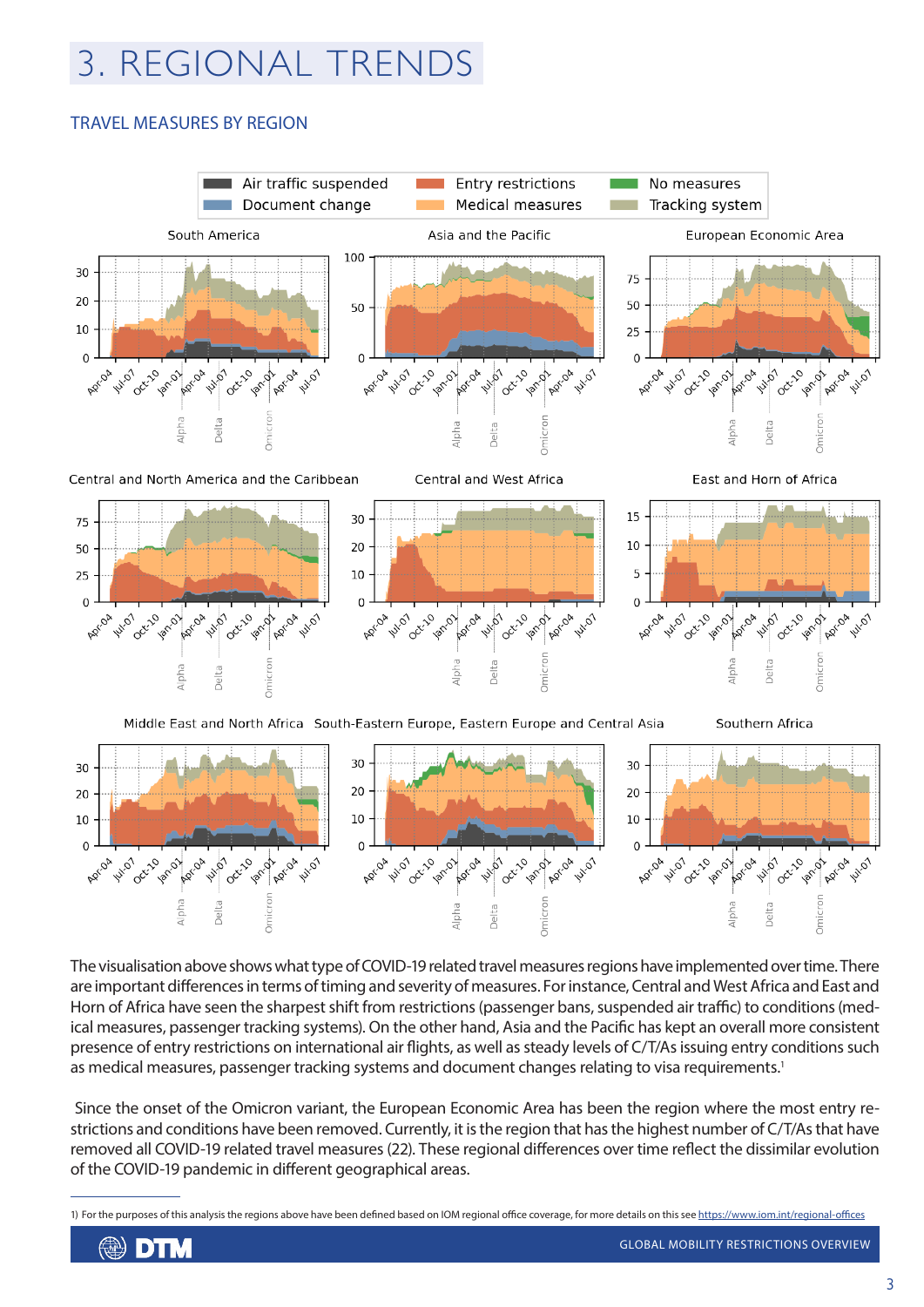# 3. REGIONAL TRENDS

## TRAVEL MEASURES BY REGION

Air traffic suspended
Document change
Entry restrictions
Medical measures
No measures
Tracking system

South America
Asia and the Pacific
European Economic Area
Central and North America and the Caribbean
Central and West Africa
East and Horn of Africa
Middle East and North Africa
South-Eastern Europe, Eastern Europe and Central Asia
Southern Africa

Apr-04 Jul-07 Oct-10 Jan-01 Apr-04 Jul-07 Oct-10 Jan-01 Apr-04 Jul-07

Alpha Delta Omicron

The visualisation above shows what type of COVID-19 related travel measures regions have implemented over time. There are important differences in terms of timing and severity of measures. For instance, Central and West Africa and East and Horn of Africa have seen the sharpest shift from restrictions (passenger bans, suspended air traffic) to conditions (medical measures, passenger tracking systems). On the other hand, Asia and the Pacific has kept an overall more consistent presence of entry restrictions on international air flights, as well as steady levels of C/T/As issuing entry conditions such as medical measures, passenger tracking systems and document changes relating to visa requirements.[1]

Since the onset of the Omicron variant, the European Economic Area has been the region where the most entry restrictions and conditions have been removed. Currently, it is the region that has the highest number of C/T/As that have removed all COVID-19 related travel measures (22). These regional differences over time reflect the dissimilar evolution of the COVID-19 pandemic in different geographical areas.

1) For the purposes of this analysis the regions above have been defined based on IOM regional office coverage, for more details on this see https://www.iom.int/regional-offices